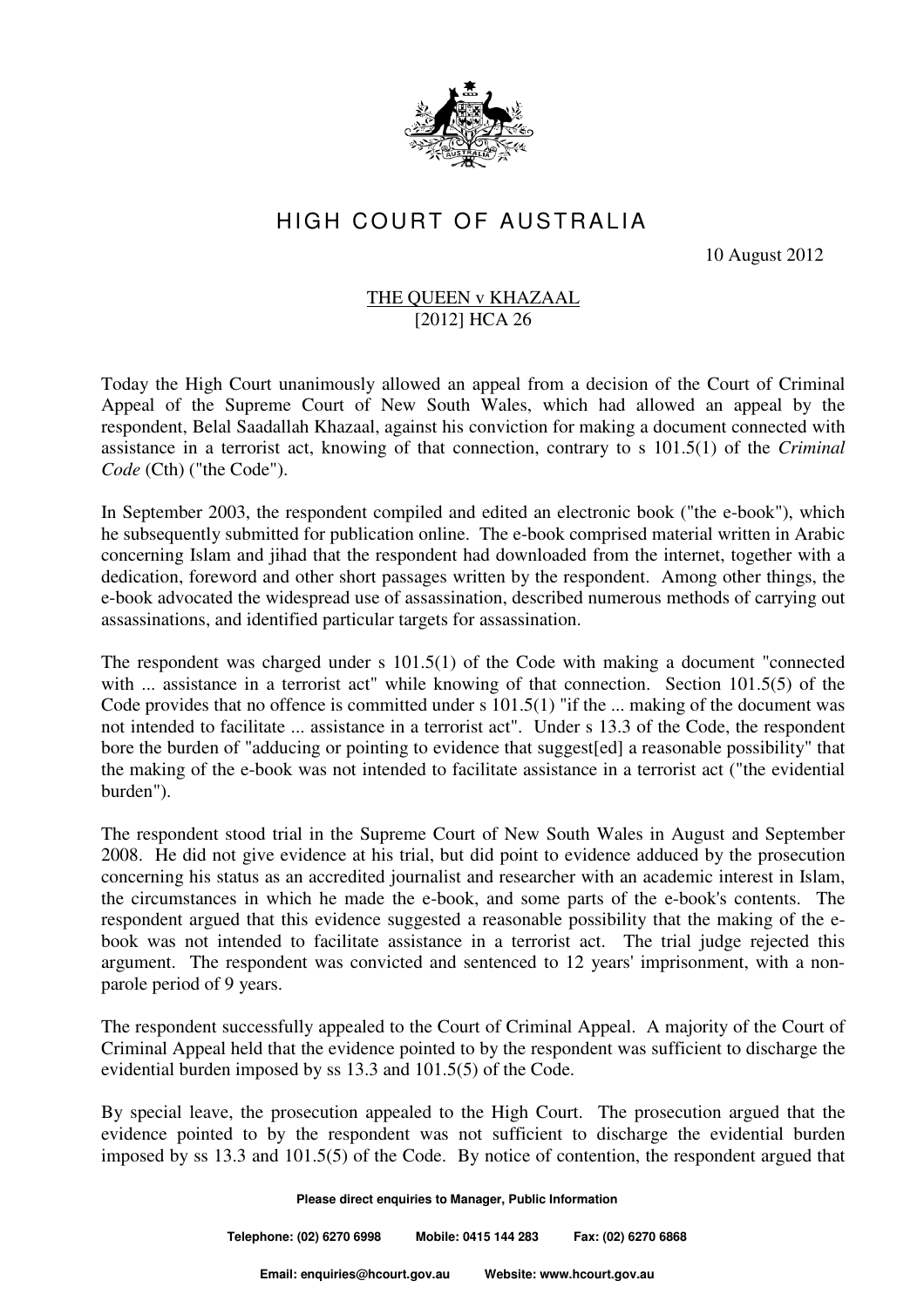# HIGH COURT OF AUSTRALIA

10 August 2012

## THE QUEEN v KHAZAAL
## [2012] HCA 26

Today the High Court unanimously allowed an appeal from a decision of the Court of Criminal Appeal of the Supreme Court of New South Wales, which had allowed an appeal by the respondent, Belal Saadallah Khazaal, against his conviction for making a document connected with assistance in a terrorist act, knowing of that connection, contrary to s 101.5(1) of the *Criminal Code* (Cth) ("the Code").

In September 2003, the respondent compiled and edited an electronic book ("the e-book"), which he subsequently submitted for publication online. The e-book comprised material written in Arabic concerning Islam and jihad that the respondent had downloaded from the internet, together with a dedication, foreword and other short passages written by the respondent. Among other things, the e-book advocated the widespread use of assassination, described numerous methods of carrying out assassinations, and identified particular targets for assassination.

The respondent was charged under s 101.5(1) of the Code with making a document "connected with ... assistance in a terrorist act" while knowing of that connection. Section 101.5(5) of the Code provides that no offence is committed under s 101.5(1) "if the ... making of the document was not intended to facilitate ... assistance in a terrorist act". Under s 13.3 of the Code, the respondent bore the burden of "adducing or pointing to evidence that suggest[ed] a reasonable possibility" that the making of the e-book was not intended to facilitate assistance in a terrorist act ("the evidential burden").

The respondent stood trial in the Supreme Court of New South Wales in August and September 2008. He did not give evidence at his trial, but did point to evidence adduced by the prosecution concerning his status as an accredited journalist and researcher with an academic interest in Islam, the circumstances in which he made the e-book, and some parts of the e-book's contents. The respondent argued that this evidence suggested a reasonable possibility that the making of the e-book was not intended to facilitate assistance in a terrorist act. The trial judge rejected this argument. The respondent was convicted and sentenced to 12 years' imprisonment, with a non-parole period of 9 years.

The respondent successfully appealed to the Court of Criminal Appeal. A majority of the Court of Criminal Appeal held that the evidence pointed to by the respondent was sufficient to discharge the evidential burden imposed by ss 13.3 and 101.5(5) of the Code.

By special leave, the prosecution appealed to the High Court. The prosecution argued that the evidence pointed to by the respondent was not sufficient to discharge the evidential burden imposed by ss 13.3 and 101.5(5) of the Code. By notice of contention, the respondent argued that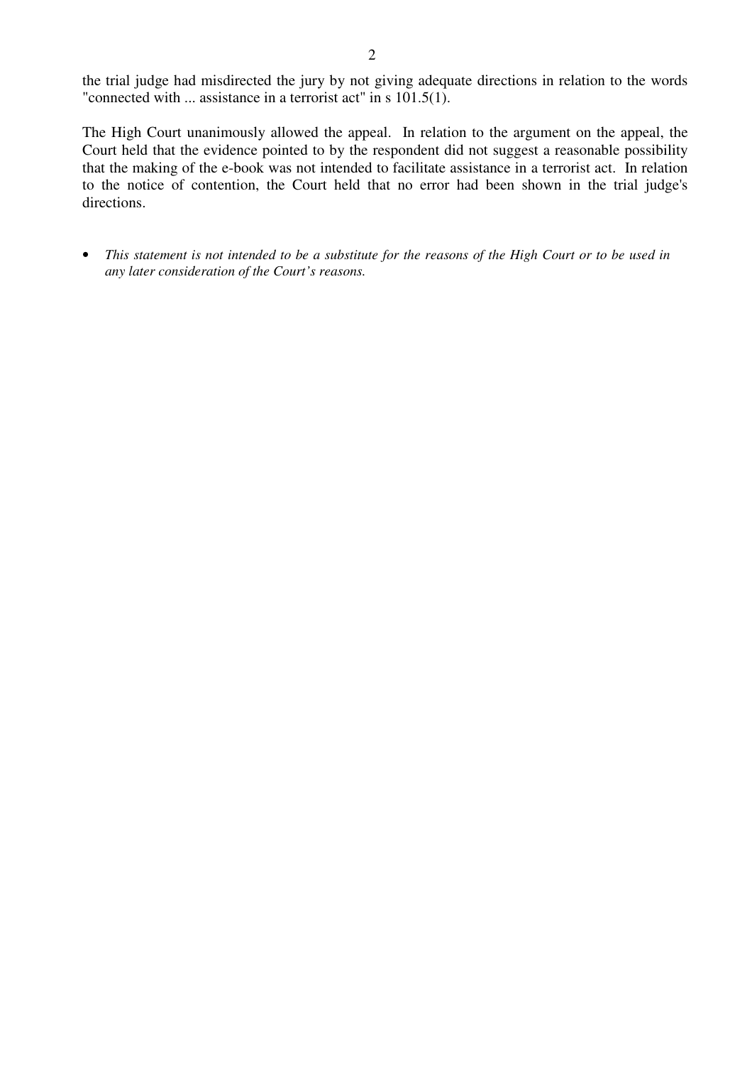the trial judge had misdirected the jury by not giving adequate directions in relation to the words "connected with ... assistance in a terrorist act" in s 101.5(1).

The High Court unanimously allowed the appeal. In relation to the argument on the appeal, the Court held that the evidence pointed to by the respondent did not suggest a reasonable possibility that the making of the e-book was not intended to facilitate assistance in a terrorist act. In relation to the notice of contention, the Court held that no error had been shown in the trial judge's directions.

- *This statement is not intended to be a substitute for the reasons of the High Court or to be used in any later consideration of the Court's reasons.*